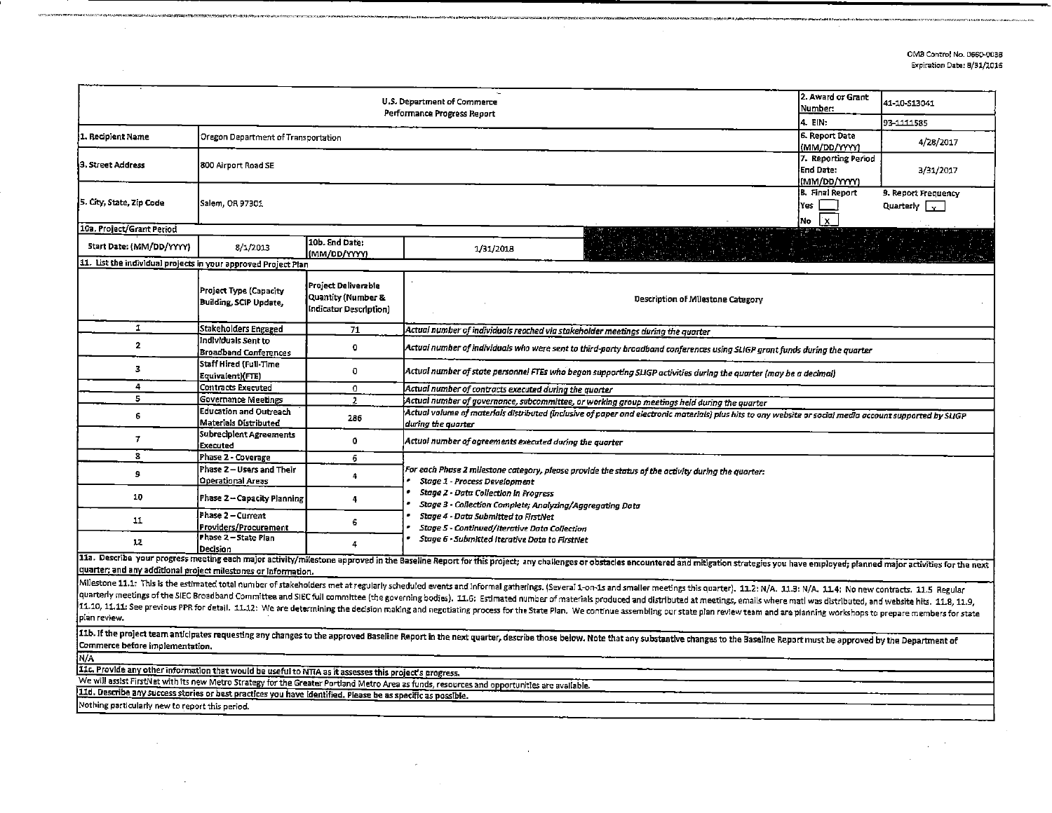OMB Control No. 0660-0038
Expiration Date: 8/31/2016

| U.S. Department of Commerce Performance Progress Report | | | | 2. Award or Grant Number: | 41-10-S13041 |
|---|---|---|---|---|---|
| | | | | 4. EIN: | 93-1111585 |
| 1. Recipient Name | Oregon Department of Transportation | | | 6. Report Date (MM/DD/YYYY) | 4/28/2017 |
| 3. Street Address | 800 Airport Road SE | | | 7. Reporting Period End Date: (MM/DD/YYYY) | 3/31/2017 |
| 5. City, State, Zip Code | Salem, OR 97301 | | | 8. Final Report Yes ☐ No ☒ | 9. Report Frequency Quarterly ☒ |
| 10a. Project/Grant Period | | | | | |
| Start Date: (MM/DD/YYYY) | 8/1/2013 | 10b. End Date: (MM/DD/YYYY) | 1/31/2018 | | |

**11. List the individual projects in your approved Project Plan**

| | Project Type (Capacity Building, SCIP Update, | Project Deliverable Quantity (Number & Indicator Description) | Description of Milestone Category |
|---|---|---|---|
| 1 | Stakeholders Engaged | 71 | *Actual number of individuals reached via stakeholder meetings during the quarter* |
| 2 | Individuals Sent to Broadband Conferences | 0 | *Actual number of individuals who were sent to third-party broadband conferences using SLIGP grant funds during the quarter* |
| 3 | Staff Hired (Full-Time Equivalent)(FTE) | 0 | *Actual number of state personnel FTEs who began supporting SLIGP activities during the quarter (may be a decimal)* |
| 4 | Contracts Executed | 0 | *Actual number of contracts executed during the quarter* |
| 5 | Governance Meetings | 2 | *Actual number of governance, subcommittee, or working group meetings held during the quarter* |
| 6 | Education and Outreach Materials Distributed | 286 | *Actual volume of materials distributed (inclusive of paper and electronic materials) plus hits to any website or social media account supported by SLIGP during the quarter* |
| 7 | Subrecipient Agreements Executed | 0 | *Actual number of agreements executed during the quarter* |
| 8 | Phase 2 - Coverage | 6 | *For each Phase 2 milestone category, please provide the status of the activity during the quarter:* <br>• *Stage 1 - Process Development* <br>• *Stage 2 - Data Collection in Progress* <br>• *Stage 3 - Collection Complete; Analyzing/Aggregating Data* <br>• *Stage 4 - Data Submitted to FirstNet* <br>• *Stage 5 - Continued/Iterative Data Collection* <br>• *Stage 6 - Submitted Iterative Data to FirstNet* |
| 9 | Phase 2 – Users and Their Operational Areas | 4 | |
| 10 | Phase 2 – Capacity Planning | 4 | |
| 11 | Phase 2 – Current Providers/Procurement | 6 | |
| 12 | Phase 2 – State Plan Decision | 4 | |

**11a. Describe your progress meeting each major activity/milestone approved in the Baseline Report for this project; any challenges or obstacles encountered and mitigation strategies you have employed; planned major activities for the next quarter; and any additional project milestones or information.**

Milestone 11.1: This is the estimated total number of stakeholders met at regularly scheduled events and informal gatherings. (Several 1-on-1s and smaller meetings this quarter). 11.2: N/A. 11.3: N/A. 11.4: No new contracts. 11.5 Regular quarterly meetings of the SIEC Broadband Committee and SIEC full committee (the governing bodies). 11.6: Estimated number of materials produced and distributed at meetings, emails where matl was distributed, and website hits. 11.8, 11.9, 11.10, 11.11: See previous PPR for detail. 11.12: We are determining the decision making and negotiating process for the State Plan. We continue assembling our state plan review team and are planning workshops to prepare members for state plan review.

**11b. If the project team anticipates requesting any changes to the approved Baseline Report in the next quarter, describe those below. Note that any substantive changes to the Baseline Report must be approved by the Department of Commerce before implementation.**

N/A

**11c. Provide any other information that would be useful to NTIA as it assesses this project's progress.**

We will assist FirstNet with its new Metro Strategy for the Greater Portland Metro Area as funds, resources and opportunities are available.

**11d. Describe any success stories or best practices you have identified. Please be as specific as possible.**

Nothing particularly new to report this period.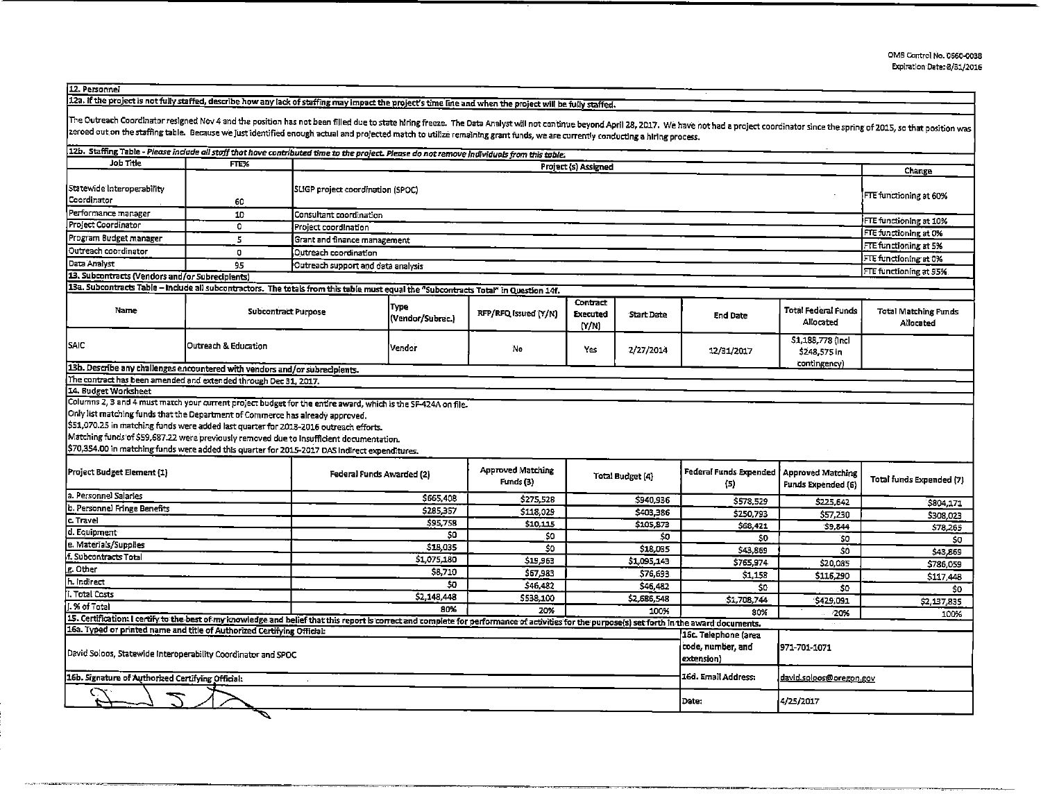OMB Control No. 0660-0038
Expiration Date: 8/31/2016

## 12. Personnel

**12a. If the project is not fully staffed, describe how any lack of staffing may impact the project's time line and when the project will be fully staffed.**

The Outreach Coordinator resigned Nov 4 and the position has not been filled due to state hiring freeze. The Data Analyst will not continue beyond April 28, 2017. We have not had a project coordinator since the spring of 2015, so that position was zeroed out on the staffing table. Because we just identified enough actual and projected match to utilize remaining grant funds, we are currently conducting a hiring process.

**12b. Staffing Table** - *Please include all staff that have contributed time to the project. Please do not remove individuals from this table.*

| Job Title | FTE% | Project (s) Assigned | Change |
|---|---|---|---|
| Statewide Interoperability Coordinator | 60 | SLIGP project coordination (SPOC) | FTE functioning at 60% |
| Performance manager | 10 | Consultant coordination | FTE functioning at 10% |
| Project Coordinator | 0 | Project coordination | FTE functioning at 0% |
| Program Budget manager | 5 | Grant and finance management | FTE functioning at 5% |
| Outreach coordinator | 0 | Outreach coordination | FTE functioning at 0% |
| Data Analyst | 95 | Outreach support and data analysis | FTE functioning at 95% |

## 13. Subcontracts (Vendors and/or Subrecipients)

**13a. Subcontracts Table – Include all subcontractors. The totals from this table must equal the "Subcontracts Total" in Question 14f.**

| Name | Subcontract Purpose | Type (Vendor/Subrec.) | RFP/RFQ Issued (Y/N) | Contract Executed (Y/N) | Start Date | End Date | Total Federal Funds Allocated | Total Matching Funds Allocated |
|---|---|---|---|---|---|---|---|---|
| SAIC | Outreach & Education | Vendor | No | Yes | 2/27/2014 | 12/31/2017 | $1,188,778 (incl $248,575 in contingency) | |

**13b. Describe any challenges encountered with vendors and/or subrecipients.**

The contract has been amended and extended through Dec 31, 2017.

## 14. Budget Worksheet

Columns 2, 3 and 4 must match your current project budget for the entire award, which is the SF-424A on file.
Only list matching funds that the Department of Commerce has already approved.
$51,070.25 in matching funds were added last quarter for 2013-2016 outreach efforts.
Matching funds of $59,687.22 were previously removed due to insufficient documentation.
$70,354.00 in matching funds were added this quarter for 2015-2017 DAS indirect expenditures.

| Project Budget Element (1) | Federal Funds Awarded (2) | Approved Matching Funds (3) | Total Budget (4) | Federal Funds Expended (5) | Approved Matching Funds Expended (6) | Total funds Expended (7) |
|---|---|---|---|---|---|---|
| a. Personnel Salaries | $665,408 | $275,528 | $940,936 | $578,529 | $225,642 | $804,171 |
| b. Personnel Fringe Benefits | $285,357 | $118,029 | $403,386 | $250,793 | $57,230 | $308,023 |
| c. Travel | $95,758 | $10,115 | $105,873 | $68,421 | $9,844 | $78,265 |
| d. Equipment | $0 | $0 | $0 | $0 | $0 | $0 |
| e. Materials/Supplies | $18,035 | $0 | $18,035 | $43,869 | $0 | $43,869 |
| f. Subcontracts Total | $1,075,180 | $19,963 | $1,095,143 | $765,974 | $20,085 | $786,059 |
| g. Other | $8,710 | $67,983 | $76,693 | $1,158 | $116,290 | $117,448 |
| h. Indirect | $0 | $46,482 | $46,482 | $0 | $0 | $0 |
| i. Total Costs | $2,148,448 | $538,100 | $2,686,548 | $1,708,744 | $429,091 | $2,137,835 |
| j. % of Total | 80% | 20% | 100% | 80% | 20% | 100% |

**15. Certification:** I certify to the best of my knowledge and belief that this report is correct and complete for performance of activities for the purpose(s) set forth in the award documents.

| | | | |
|---|---|---|---|
| 16a. Typed or printed name and title of Authorized Certifying Official: David Soloos, Statewide Interoperability Coordinator and SPOC | | 16c. Telephone (area code, number, and extension) | 971-701-1071 |
| 16b. Signature of Authorized Certifying Official: | | 16d. Email Address: | david.soloos@oregon.gov |
| | | Date: | 4/25/2017 |